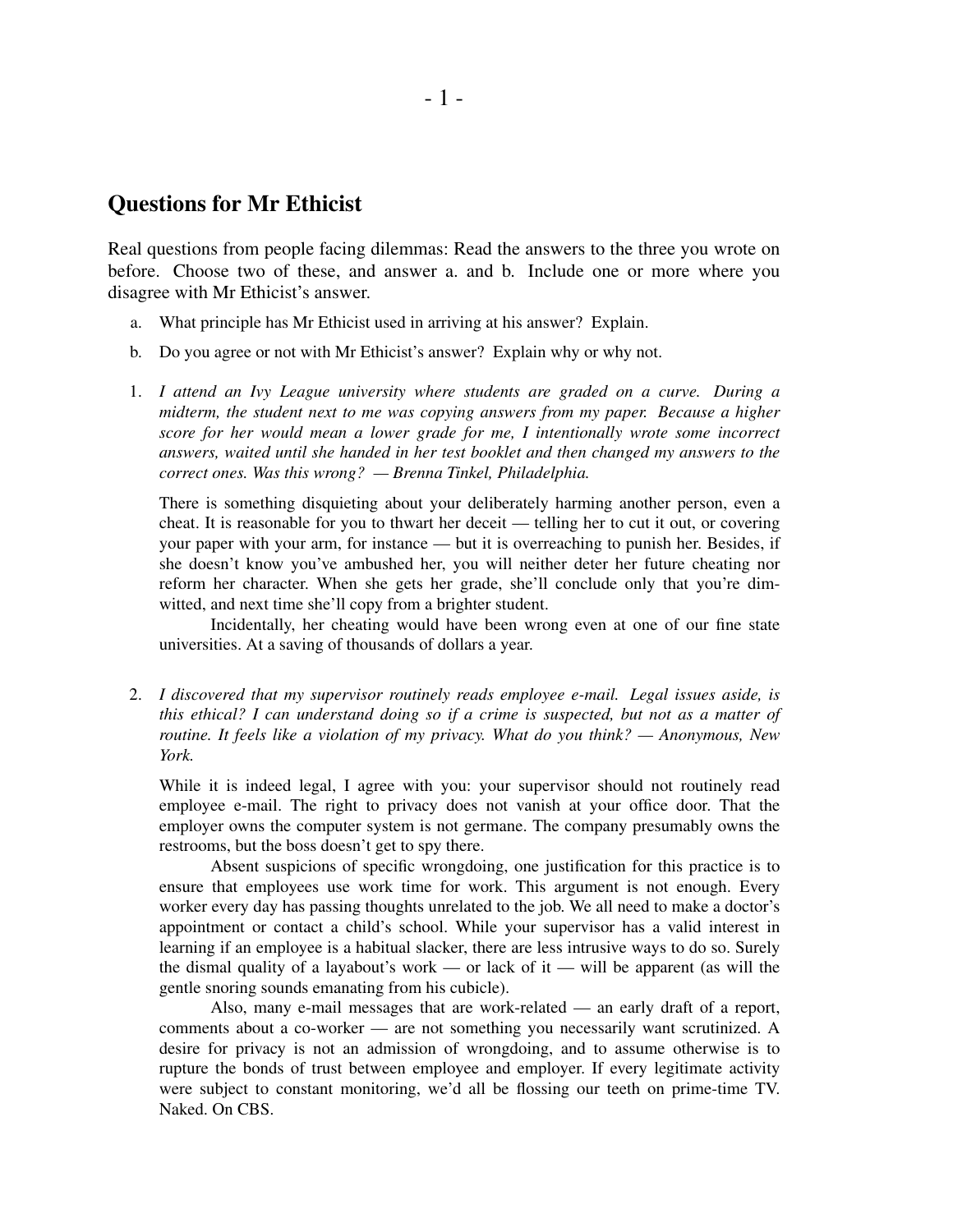## Questions for Mr Ethicist

Real questions from people facing dilemmas: Read the answers to the three you wrote on before. Choose two of these, and answer a. and b. Include one or more where you disagree with Mr Ethicist's answer.

a. What principle has Mr Ethicist used in arriving at his answer? Explain.

b. Do you agree or not with Mr Ethicist's answer? Explain why or why not.

1. *I attend an Ivy League university where students are graded on a curve. During a midterm, the student next to me was copying answers from my paper. Because a higher score for her would mean a lower grade for me, I intentionally wrote some incorrect answers, waited until she handed in her test booklet and then changed my answers to the correct ones. Was this wrong? — Brenna Tinkel, Philadelphia.*

   There is something disquieting about your deliberately harming another person, even a cheat. It is reasonable for you to thwart her deceit — telling her to cut it out, or covering your paper with your arm, for instance — but it is overreaching to punish her. Besides, if she doesn't know you've ambushed her, you will neither deter her future cheating nor reform her character. When she gets her grade, she'll conclude only that you're dim-witted, and next time she'll copy from a brighter student.

   Incidentally, her cheating would have been wrong even at one of our fine state universities. At a saving of thousands of dollars a year.

2. *I discovered that my supervisor routinely reads employee e-mail. Legal issues aside, is this ethical? I can understand doing so if a crime is suspected, but not as a matter of routine. It feels like a violation of my privacy. What do you think? — Anonymous, New York.*

   While it is indeed legal, I agree with you: your supervisor should not routinely read employee e-mail. The right to privacy does not vanish at your office door. That the employer owns the computer system is not germane. The company presumably owns the restrooms, but the boss doesn't get to spy there.

   Absent suspicions of specific wrongdoing, one justification for this practice is to ensure that employees use work time for work. This argument is not enough. Every worker every day has passing thoughts unrelated to the job. We all need to make a doctor's appointment or contact a child's school. While your supervisor has a valid interest in learning if an employee is a habitual slacker, there are less intrusive ways to do so. Surely the dismal quality of a layabout's work — or lack of it — will be apparent (as will the gentle snoring sounds emanating from his cubicle).

   Also, many e-mail messages that are work-related — an early draft of a report, comments about a co-worker — are not something you necessarily want scrutinized. A desire for privacy is not an admission of wrongdoing, and to assume otherwise is to rupture the bonds of trust between employee and employer. If every legitimate activity were subject to constant monitoring, we'd all be flossing our teeth on prime-time TV. Naked. On CBS.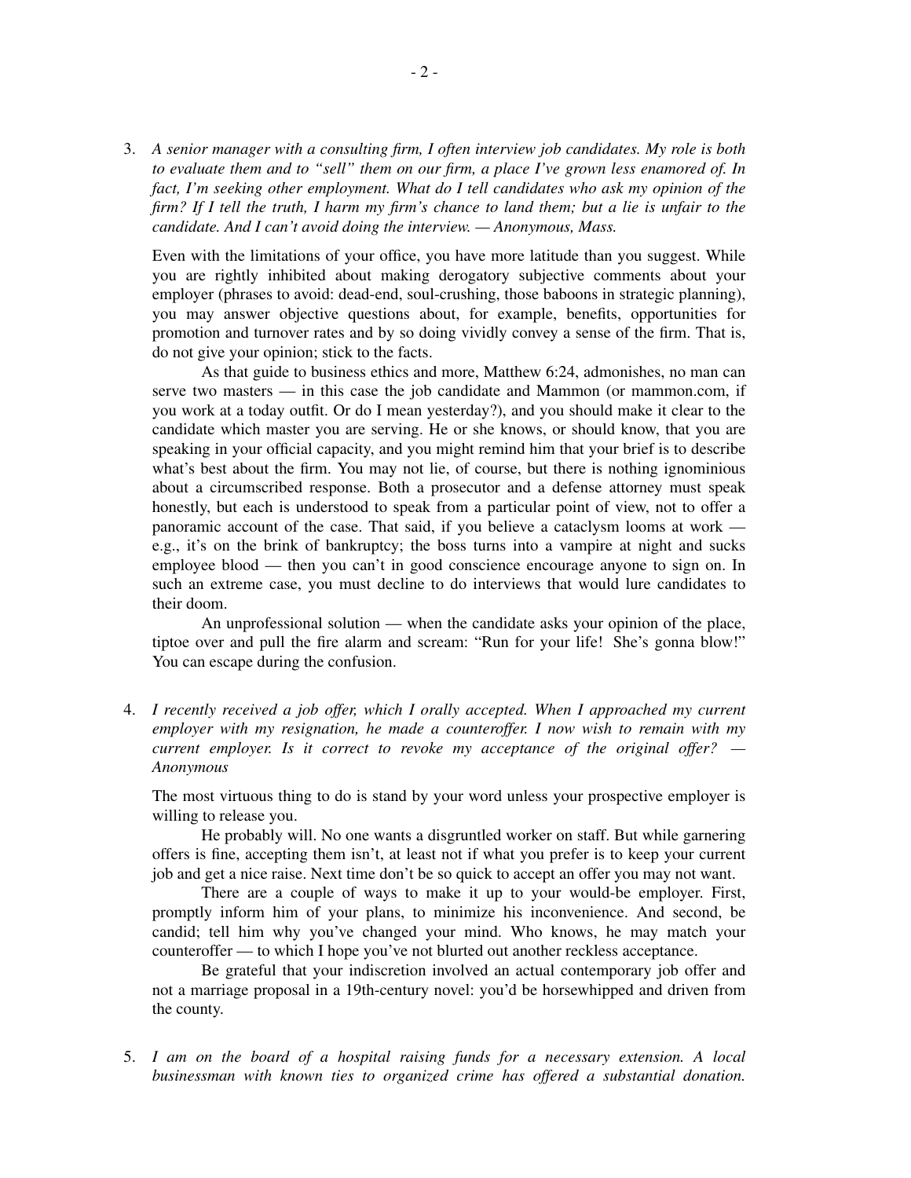3. *A senior manager with a consulting firm, I often interview job candidates. My role is both to evaluate them and to "sell" them on our firm, a place I've grown less enamored of. In fact, I'm seeking other employment. What do I tell candidates who ask my opinion of the firm? If I tell the truth, I harm my firm's chance to land them; but a lie is unfair to the candidate. And I can't avoid doing the interview. — Anonymous, Mass.*

   Even with the limitations of your office, you have more latitude than you suggest. While you are rightly inhibited about making derogatory subjective comments about your employer (phrases to avoid: dead-end, soul-crushing, those baboons in strategic planning), you may answer objective questions about, for example, benefits, opportunities for promotion and turnover rates and by so doing vividly convey a sense of the firm. That is, do not give your opinion; stick to the facts.

   As that guide to business ethics and more, Matthew 6:24, admonishes, no man can serve two masters — in this case the job candidate and Mammon (or mammon.com, if you work at a today outfit. Or do I mean yesterday?), and you should make it clear to the candidate which master you are serving. He or she knows, or should know, that you are speaking in your official capacity, and you might remind him that your brief is to describe what's best about the firm. You may not lie, of course, but there is nothing ignominious about a circumscribed response. Both a prosecutor and a defense attorney must speak honestly, but each is understood to speak from a particular point of view, not to offer a panoramic account of the case. That said, if you believe a cataclysm looms at work — e.g., it's on the brink of bankruptcy; the boss turns into a vampire at night and sucks employee blood — then you can't in good conscience encourage anyone to sign on. In such an extreme case, you must decline to do interviews that would lure candidates to their doom.

   An unprofessional solution — when the candidate asks your opinion of the place, tiptoe over and pull the fire alarm and scream: "Run for your life! She's gonna blow!" You can escape during the confusion.

4. *I recently received a job offer, which I orally accepted. When I approached my current employer with my resignation, he made a counteroffer. I now wish to remain with my current employer. Is it correct to revoke my acceptance of the original offer? — Anonymous*

   The most virtuous thing to do is stand by your word unless your prospective employer is willing to release you.

   He probably will. No one wants a disgruntled worker on staff. But while garnering offers is fine, accepting them isn't, at least not if what you prefer is to keep your current job and get a nice raise. Next time don't be so quick to accept an offer you may not want.

   There are a couple of ways to make it up to your would-be employer. First, promptly inform him of your plans, to minimize his inconvenience. And second, be candid; tell him why you've changed your mind. Who knows, he may match your counteroffer — to which I hope you've not blurted out another reckless acceptance.

   Be grateful that your indiscretion involved an actual contemporary job offer and not a marriage proposal in a 19th-century novel: you'd be horsewhipped and driven from the county.

5. *I am on the board of a hospital raising funds for a necessary extension. A local businessman with known ties to organized crime has offered a substantial donation.*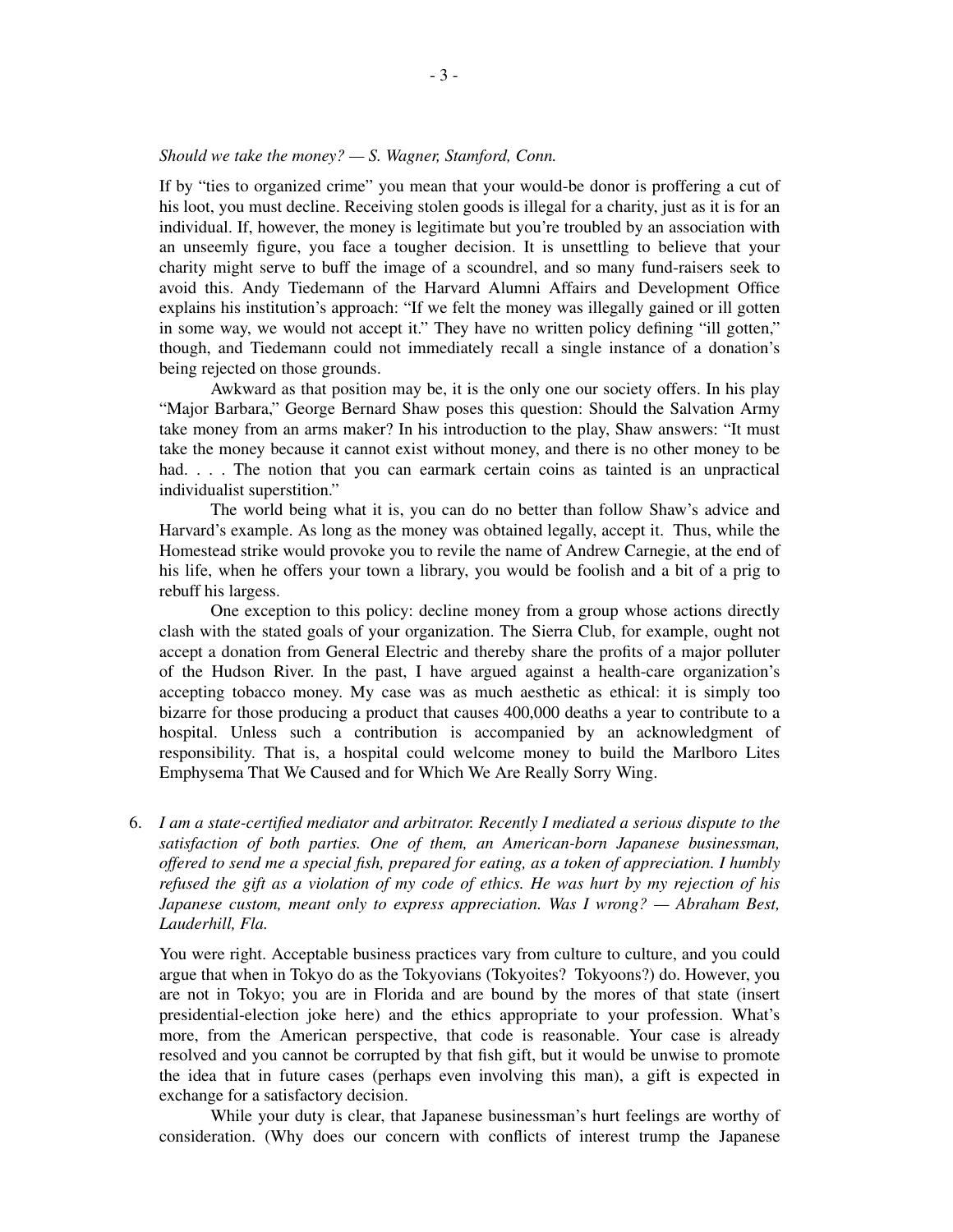*Should we take the money? — S. Wagner, Stamford, Conn.*

If by "ties to organized crime" you mean that your would-be donor is proffering a cut of his loot, you must decline. Receiving stolen goods is illegal for a charity, just as it is for an individual. If, however, the money is legitimate but you're troubled by an association with an unseemly figure, you face a tougher decision. It is unsettling to believe that your charity might serve to buff the image of a scoundrel, and so many fund-raisers seek to avoid this. Andy Tiedemann of the Harvard Alumni Affairs and Development Office explains his institution's approach: "If we felt the money was illegally gained or ill gotten in some way, we would not accept it." They have no written policy defining "ill gotten," though, and Tiedemann could not immediately recall a single instance of a donation's being rejected on those grounds.

Awkward as that position may be, it is the only one our society offers. In his play "Major Barbara," George Bernard Shaw poses this question: Should the Salvation Army take money from an arms maker? In his introduction to the play, Shaw answers: "It must take the money because it cannot exist without money, and there is no other money to be had. . . . The notion that you can earmark certain coins as tainted is an unpractical individualist superstition."

The world being what it is, you can do no better than follow Shaw's advice and Harvard's example. As long as the money was obtained legally, accept it. Thus, while the Homestead strike would provoke you to revile the name of Andrew Carnegie, at the end of his life, when he offers your town a library, you would be foolish and a bit of a prig to rebuff his largess.

One exception to this policy: decline money from a group whose actions directly clash with the stated goals of your organization. The Sierra Club, for example, ought not accept a donation from General Electric and thereby share the profits of a major polluter of the Hudson River. In the past, I have argued against a health-care organization's accepting tobacco money. My case was as much aesthetic as ethical: it is simply too bizarre for those producing a product that causes 400,000 deaths a year to contribute to a hospital. Unless such a contribution is accompanied by an acknowledgment of responsibility. That is, a hospital could welcome money to build the Marlboro Lites Emphysema That We Caused and for Which We Are Really Sorry Wing.

6. *I am a state-certified mediator and arbitrator. Recently I mediated a serious dispute to the satisfaction of both parties. One of them, an American-born Japanese businessman, offered to send me a special fish, prepared for eating, as a token of appreciation. I humbly refused the gift as a violation of my code of ethics. He was hurt by my rejection of his Japanese custom, meant only to express appreciation. Was I wrong? — Abraham Best, Lauderhill, Fla.*

You were right. Acceptable business practices vary from culture to culture, and you could argue that when in Tokyo do as the Tokyovians (Tokyoites? Tokyoons?) do. However, you are not in Tokyo; you are in Florida and are bound by the mores of that state (insert presidential-election joke here) and the ethics appropriate to your profession. What's more, from the American perspective, that code is reasonable. Your case is already resolved and you cannot be corrupted by that fish gift, but it would be unwise to promote the idea that in future cases (perhaps even involving this man), a gift is expected in exchange for a satisfactory decision.

While your duty is clear, that Japanese businessman's hurt feelings are worthy of consideration. (Why does our concern with conflicts of interest trump the Japanese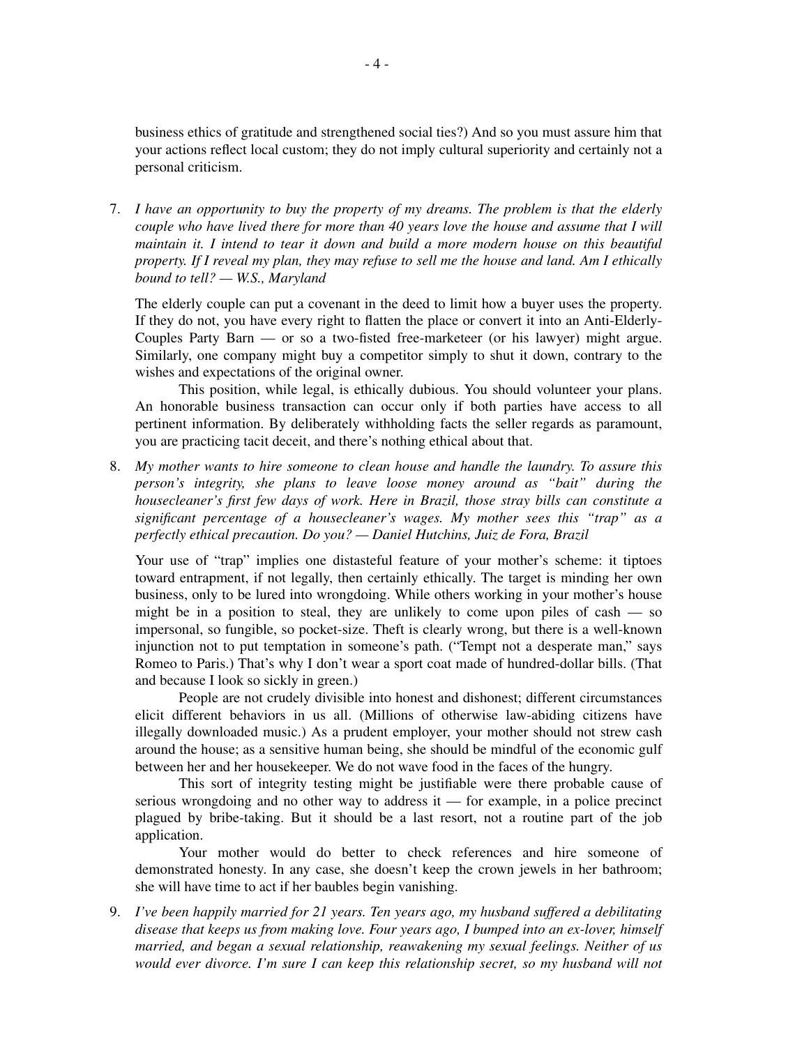business ethics of gratitude and strengthened social ties?) And so you must assure him that your actions reflect local custom; they do not imply cultural superiority and certainly not a personal criticism.

7. *I have an opportunity to buy the property of my dreams. The problem is that the elderly couple who have lived there for more than 40 years love the house and assume that I will maintain it. I intend to tear it down and build a more modern house on this beautiful property. If I reveal my plan, they may refuse to sell me the house and land. Am I ethically bound to tell? — W.S., Maryland*

   The elderly couple can put a covenant in the deed to limit how a buyer uses the property. If they do not, you have every right to flatten the place or convert it into an Anti-Elderly-Couples Party Barn — or so a two-fisted free-marketeer (or his lawyer) might argue. Similarly, one company might buy a competitor simply to shut it down, contrary to the wishes and expectations of the original owner.

   This position, while legal, is ethically dubious. You should volunteer your plans. An honorable business transaction can occur only if both parties have access to all pertinent information. By deliberately withholding facts the seller regards as paramount, you are practicing tacit deceit, and there's nothing ethical about that.

8. *My mother wants to hire someone to clean house and handle the laundry. To assure this person's integrity, she plans to leave loose money around as "bait" during the housecleaner's first few days of work. Here in Brazil, those stray bills can constitute a significant percentage of a housecleaner's wages. My mother sees this "trap" as a perfectly ethical precaution. Do you? — Daniel Hutchins, Juiz de Fora, Brazil*

   Your use of "trap" implies one distasteful feature of your mother's scheme: it tiptoes toward entrapment, if not legally, then certainly ethically. The target is minding her own business, only to be lured into wrongdoing. While others working in your mother's house might be in a position to steal, they are unlikely to come upon piles of cash — so impersonal, so fungible, so pocket-size. Theft is clearly wrong, but there is a well-known injunction not to put temptation in someone's path. ("Tempt not a desperate man," says Romeo to Paris.) That's why I don't wear a sport coat made of hundred-dollar bills. (That and because I look so sickly in green.)

   People are not crudely divisible into honest and dishonest; different circumstances elicit different behaviors in us all. (Millions of otherwise law-abiding citizens have illegally downloaded music.) As a prudent employer, your mother should not strew cash around the house; as a sensitive human being, she should be mindful of the economic gulf between her and her housekeeper. We do not wave food in the faces of the hungry.

   This sort of integrity testing might be justifiable were there probable cause of serious wrongdoing and no other way to address it — for example, in a police precinct plagued by bribe-taking. But it should be a last resort, not a routine part of the job application.

   Your mother would do better to check references and hire someone of demonstrated honesty. In any case, she doesn't keep the crown jewels in her bathroom; she will have time to act if her baubles begin vanishing.

9. *I've been happily married for 21 years. Ten years ago, my husband suffered a debilitating disease that keeps us from making love. Four years ago, I bumped into an ex-lover, himself married, and began a sexual relationship, reawakening my sexual feelings. Neither of us would ever divorce. I'm sure I can keep this relationship secret, so my husband will not*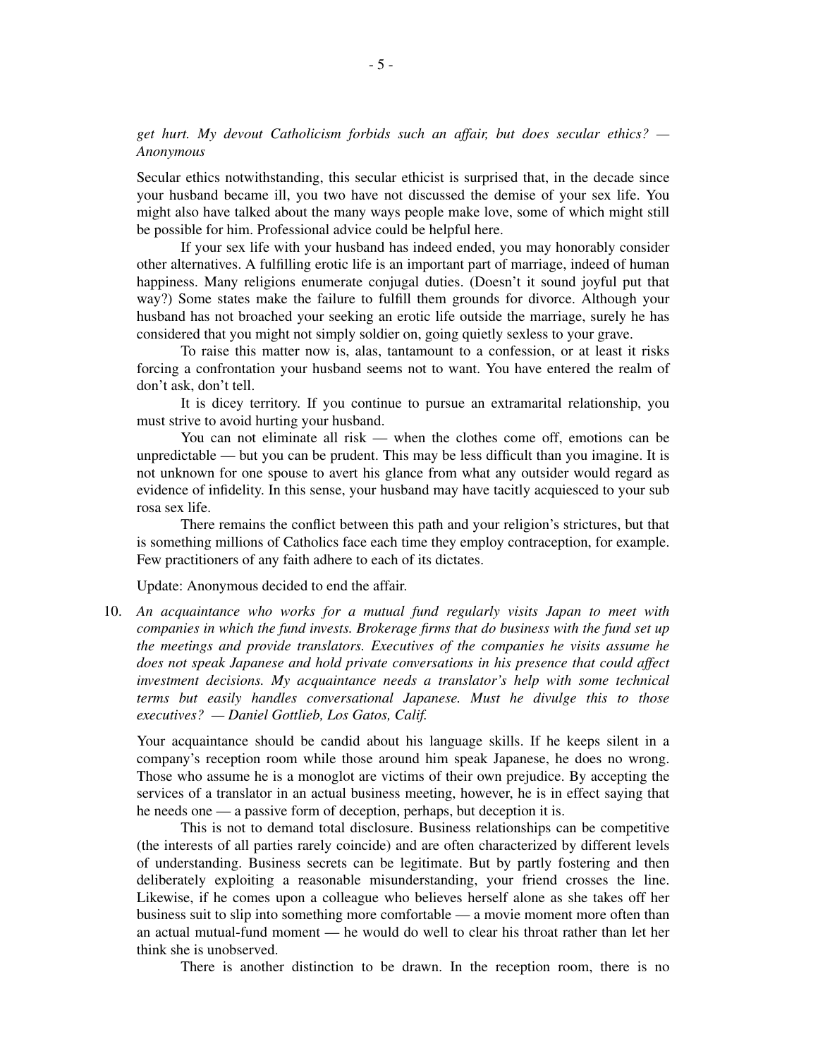*get hurt. My devout Catholicism forbids such an affair, but does secular ethics? — Anonymous*

Secular ethics notwithstanding, this secular ethicist is surprised that, in the decade since your husband became ill, you two have not discussed the demise of your sex life. You might also have talked about the many ways people make love, some of which might still be possible for him. Professional advice could be helpful here.

If your sex life with your husband has indeed ended, you may honorably consider other alternatives. A fulfilling erotic life is an important part of marriage, indeed of human happiness. Many religions enumerate conjugal duties. (Doesn't it sound joyful put that way?) Some states make the failure to fulfill them grounds for divorce. Although your husband has not broached your seeking an erotic life outside the marriage, surely he has considered that you might not simply soldier on, going quietly sexless to your grave.

To raise this matter now is, alas, tantamount to a confession, or at least it risks forcing a confrontation your husband seems not to want. You have entered the realm of don't ask, don't tell.

It is dicey territory. If you continue to pursue an extramarital relationship, you must strive to avoid hurting your husband.

You can not eliminate all risk — when the clothes come off, emotions can be unpredictable — but you can be prudent. This may be less difficult than you imagine. It is not unknown for one spouse to avert his glance from what any outsider would regard as evidence of infidelity. In this sense, your husband may have tacitly acquiesced to your sub rosa sex life.

There remains the conflict between this path and your religion's strictures, but that is something millions of Catholics face each time they employ contraception, for example. Few practitioners of any faith adhere to each of its dictates.

Update: Anonymous decided to end the affair.

10. *An acquaintance who works for a mutual fund regularly visits Japan to meet with companies in which the fund invests. Brokerage firms that do business with the fund set up the meetings and provide translators. Executives of the companies he visits assume he does not speak Japanese and hold private conversations in his presence that could affect investment decisions. My acquaintance needs a translator's help with some technical terms but easily handles conversational Japanese. Must he divulge this to those executives? — Daniel Gottlieb, Los Gatos, Calif.*

Your acquaintance should be candid about his language skills. If he keeps silent in a company's reception room while those around him speak Japanese, he does no wrong. Those who assume he is a monoglot are victims of their own prejudice. By accepting the services of a translator in an actual business meeting, however, he is in effect saying that he needs one — a passive form of deception, perhaps, but deception it is.

This is not to demand total disclosure. Business relationships can be competitive (the interests of all parties rarely coincide) and are often characterized by different levels of understanding. Business secrets can be legitimate. But by partly fostering and then deliberately exploiting a reasonable misunderstanding, your friend crosses the line. Likewise, if he comes upon a colleague who believes herself alone as she takes off her business suit to slip into something more comfortable — a movie moment more often than an actual mutual-fund moment — he would do well to clear his throat rather than let her think she is unobserved.

There is another distinction to be drawn. In the reception room, there is no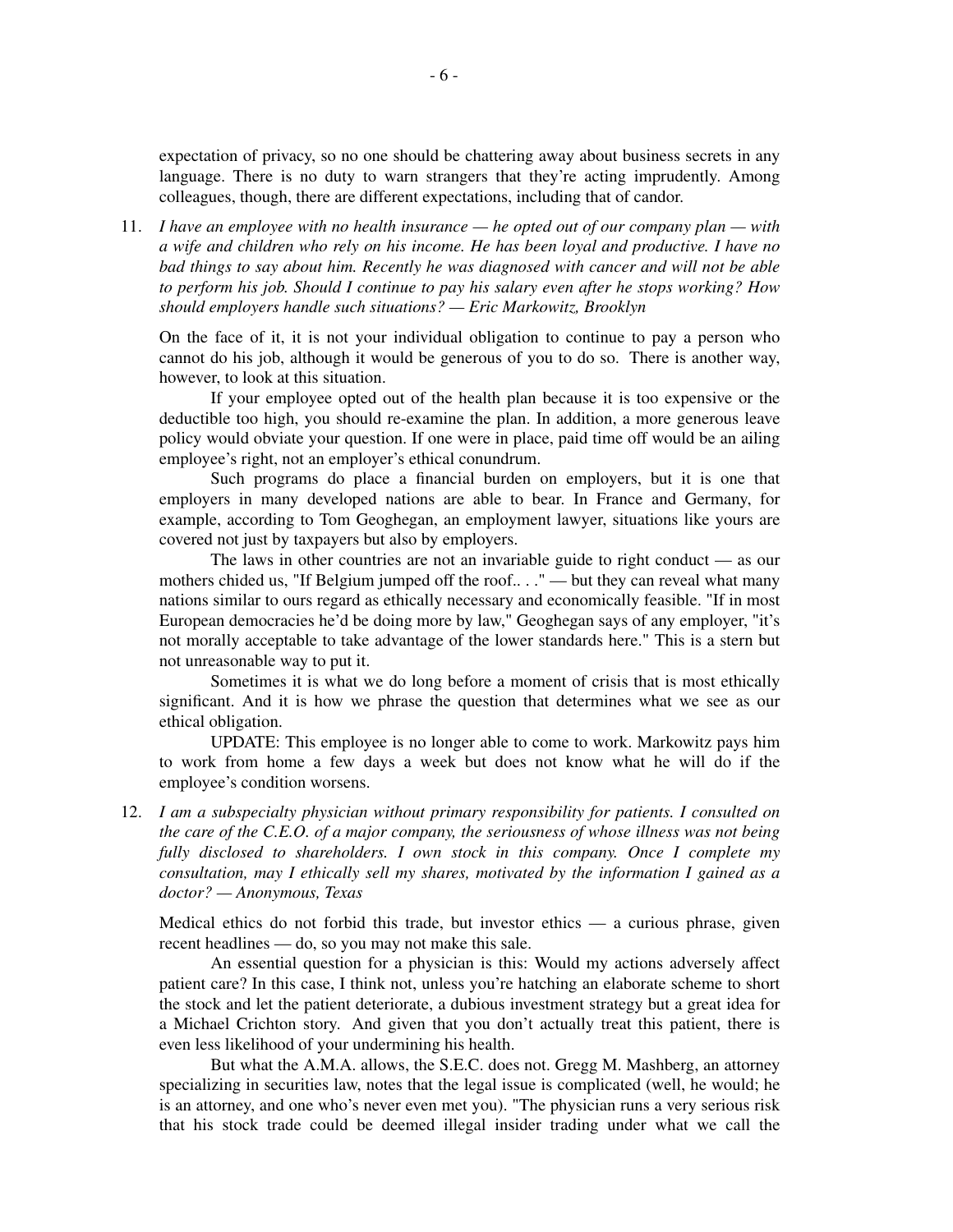expectation of privacy, so no one should be chattering away about business secrets in any language. There is no duty to warn strangers that they're acting imprudently. Among colleagues, though, there are different expectations, including that of candor.

11. *I have an employee with no health insurance — he opted out of our company plan — with a wife and children who rely on his income. He has been loyal and productive. I have no bad things to say about him. Recently he was diagnosed with cancer and will not be able to perform his job. Should I continue to pay his salary even after he stops working? How should employers handle such situations? — Eric Markowitz, Brooklyn*

    On the face of it, it is not your individual obligation to continue to pay a person who cannot do his job, although it would be generous of you to do so. There is another way, however, to look at this situation.

    If your employee opted out of the health plan because it is too expensive or the deductible too high, you should re-examine the plan. In addition, a more generous leave policy would obviate your question. If one were in place, paid time off would be an ailing employee's right, not an employer's ethical conundrum.

    Such programs do place a financial burden on employers, but it is one that employers in many developed nations are able to bear. In France and Germany, for example, according to Tom Geoghegan, an employment lawyer, situations like yours are covered not just by taxpayers but also by employers.

    The laws in other countries are not an invariable guide to right conduct — as our mothers chided us, "If Belgium jumped off the roof.. . ." — but they can reveal what many nations similar to ours regard as ethically necessary and economically feasible. "If in most European democracies he'd be doing more by law," Geoghegan says of any employer, "it's not morally acceptable to take advantage of the lower standards here." This is a stern but not unreasonable way to put it.

    Sometimes it is what we do long before a moment of crisis that is most ethically significant. And it is how we phrase the question that determines what we see as our ethical obligation.

    UPDATE: This employee is no longer able to come to work. Markowitz pays him to work from home a few days a week but does not know what he will do if the employee's condition worsens.

12. *I am a subspecialty physician without primary responsibility for patients. I consulted on the care of the C.E.O. of a major company, the seriousness of whose illness was not being fully disclosed to shareholders. I own stock in this company. Once I complete my consultation, may I ethically sell my shares, motivated by the information I gained as a doctor? — Anonymous, Texas*

    Medical ethics do not forbid this trade, but investor ethics — a curious phrase, given recent headlines — do, so you may not make this sale.

    An essential question for a physician is this: Would my actions adversely affect patient care? In this case, I think not, unless you're hatching an elaborate scheme to short the stock and let the patient deteriorate, a dubious investment strategy but a great idea for a Michael Crichton story. And given that you don't actually treat this patient, there is even less likelihood of your undermining his health.

    But what the A.M.A. allows, the S.E.C. does not. Gregg M. Mashberg, an attorney specializing in securities law, notes that the legal issue is complicated (well, he would; he is an attorney, and one who's never even met you). "The physician runs a very serious risk that his stock trade could be deemed illegal insider trading under what we call the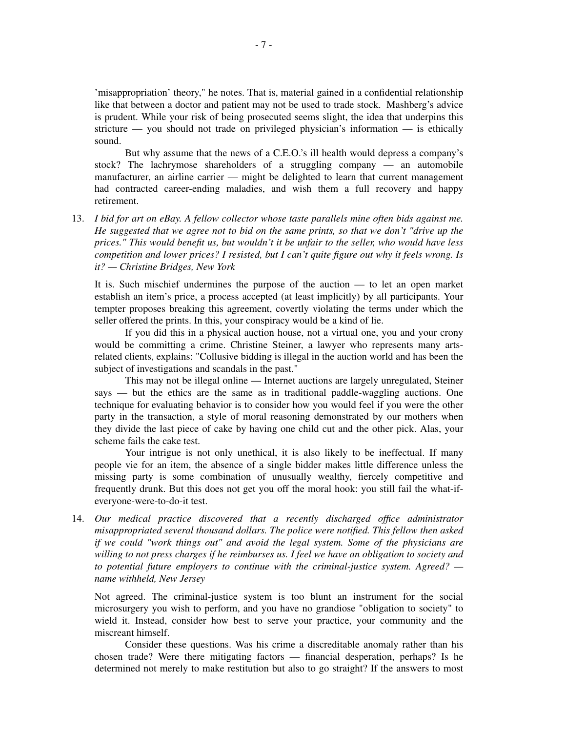'misappropriation' theory," he notes. That is, material gained in a confidential relationship like that between a doctor and patient may not be used to trade stock. Mashberg's advice is prudent. While your risk of being prosecuted seems slight, the idea that underpins this stricture — you should not trade on privileged physician's information — is ethically sound.

But why assume that the news of a C.E.O.'s ill health would depress a company's stock? The lachrymose shareholders of a struggling company — an automobile manufacturer, an airline carrier — might be delighted to learn that current management had contracted career-ending maladies, and wish them a full recovery and happy retirement.

13. *I bid for art on eBay. A fellow collector whose taste parallels mine often bids against me. He suggested that we agree not to bid on the same prints, so that we don't "drive up the prices." This would benefit us, but wouldn't it be unfair to the seller, who would have less competition and lower prices? I resisted, but I can't quite figure out why it feels wrong. Is it? — Christine Bridges, New York*

    It is. Such mischief undermines the purpose of the auction — to let an open market establish an item's price, a process accepted (at least implicitly) by all participants. Your tempter proposes breaking this agreement, covertly violating the terms under which the seller offered the prints. In this, your conspiracy would be a kind of lie.

    If you did this in a physical auction house, not a virtual one, you and your crony would be committing a crime. Christine Steiner, a lawyer who represents many arts-related clients, explains: "Collusive bidding is illegal in the auction world and has been the subject of investigations and scandals in the past."

    This may not be illegal online — Internet auctions are largely unregulated, Steiner says — but the ethics are the same as in traditional paddle-waggling auctions. One technique for evaluating behavior is to consider how you would feel if you were the other party in the transaction, a style of moral reasoning demonstrated by our mothers when they divide the last piece of cake by having one child cut and the other pick. Alas, your scheme fails the cake test.

    Your intrigue is not only unethical, it is also likely to be ineffectual. If many people vie for an item, the absence of a single bidder makes little difference unless the missing party is some combination of unusually wealthy, fiercely competitive and frequently drunk. But this does not get you off the moral hook: you still fail the what-if-everyone-were-to-do-it test.

14. *Our medical practice discovered that a recently discharged office administrator misappropriated several thousand dollars. The police were notified. This fellow then asked if we could "work things out" and avoid the legal system. Some of the physicians are willing to not press charges if he reimburses us. I feel we have an obligation to society and to potential future employers to continue with the criminal-justice system. Agreed? — name withheld, New Jersey*

    Not agreed. The criminal-justice system is too blunt an instrument for the social microsurgery you wish to perform, and you have no grandiose "obligation to society" to wield it. Instead, consider how best to serve your practice, your community and the miscreant himself.

    Consider these questions. Was his crime a discreditable anomaly rather than his chosen trade? Were there mitigating factors — financial desperation, perhaps? Is he determined not merely to make restitution but also to go straight? If the answers to most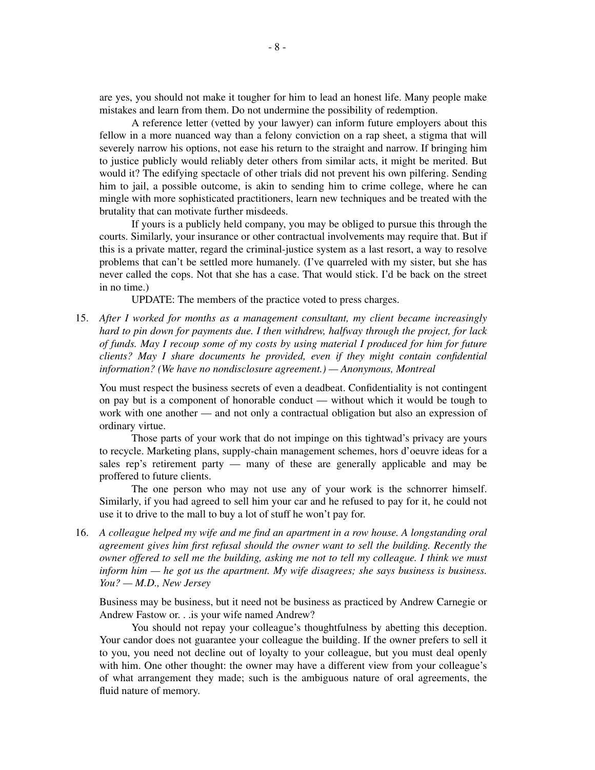are yes, you should not make it tougher for him to lead an honest life. Many people make mistakes and learn from them. Do not undermine the possibility of redemption.

A reference letter (vetted by your lawyer) can inform future employers about this fellow in a more nuanced way than a felony conviction on a rap sheet, a stigma that will severely narrow his options, not ease his return to the straight and narrow. If bringing him to justice publicly would reliably deter others from similar acts, it might be merited. But would it? The edifying spectacle of other trials did not prevent his own pilfering. Sending him to jail, a possible outcome, is akin to sending him to crime college, where he can mingle with more sophisticated practitioners, learn new techniques and be treated with the brutality that can motivate further misdeeds.

If yours is a publicly held company, you may be obliged to pursue this through the courts. Similarly, your insurance or other contractual involvements may require that. But if this is a private matter, regard the criminal-justice system as a last resort, a way to resolve problems that can't be settled more humanely. (I've quarreled with my sister, but she has never called the cops. Not that she has a case. That would stick. I'd be back on the street in no time.)

UPDATE: The members of the practice voted to press charges.

15. *After I worked for months as a management consultant, my client became increasingly hard to pin down for payments due. I then withdrew, halfway through the project, for lack of funds. May I recoup some of my costs by using material I produced for him for future clients? May I share documents he provided, even if they might contain confidential information? (We have no nondisclosure agreement.) — Anonymous, Montreal*

You must respect the business secrets of even a deadbeat. Confidentiality is not contingent on pay but is a component of honorable conduct — without which it would be tough to work with one another — and not only a contractual obligation but also an expression of ordinary virtue.

Those parts of your work that do not impinge on this tightwad's privacy are yours to recycle. Marketing plans, supply-chain management schemes, hors d'oeuvre ideas for a sales rep's retirement party — many of these are generally applicable and may be proffered to future clients.

The one person who may not use any of your work is the schnorrer himself. Similarly, if you had agreed to sell him your car and he refused to pay for it, he could not use it to drive to the mall to buy a lot of stuff he won't pay for.

16. *A colleague helped my wife and me find an apartment in a row house. A longstanding oral agreement gives him first refusal should the owner want to sell the building. Recently the owner offered to sell me the building, asking me not to tell my colleague. I think we must inform him — he got us the apartment. My wife disagrees; she says business is business. You? — M.D., New Jersey*

Business may be business, but it need not be business as practiced by Andrew Carnegie or Andrew Fastow or. . .is your wife named Andrew?

You should not repay your colleague's thoughtfulness by abetting this deception. Your candor does not guarantee your colleague the building. If the owner prefers to sell it to you, you need not decline out of loyalty to your colleague, but you must deal openly with him. One other thought: the owner may have a different view from your colleague's of what arrangement they made; such is the ambiguous nature of oral agreements, the fluid nature of memory.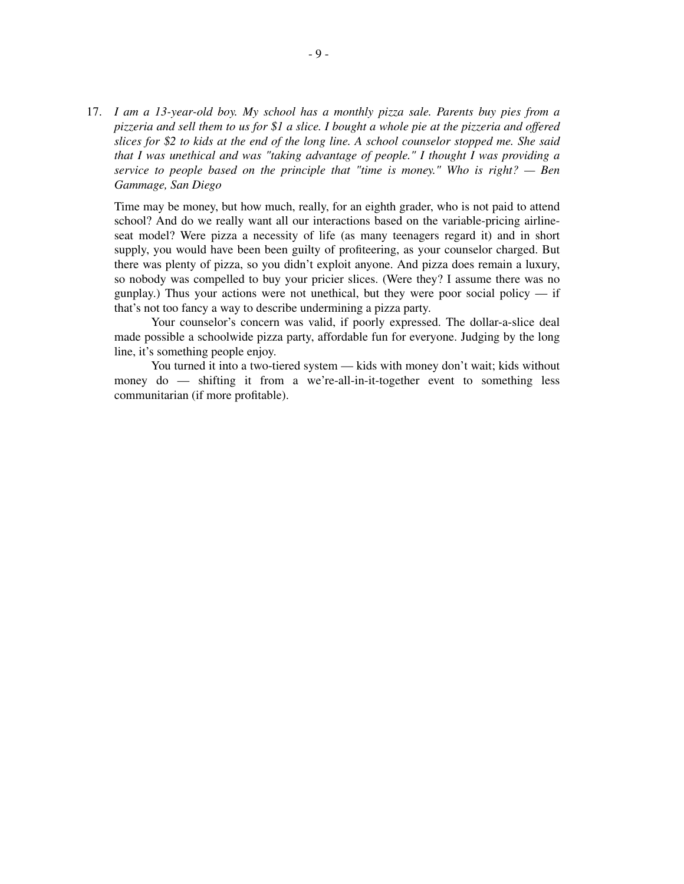17. *I am a 13-year-old boy. My school has a monthly pizza sale. Parents buy pies from a pizzeria and sell them to us for $1 a slice. I bought a whole pie at the pizzeria and offered slices for $2 to kids at the end of the long line. A school counselor stopped me. She said that I was unethical and was "taking advantage of people." I thought I was providing a service to people based on the principle that "time is money." Who is right? — Ben Gammage, San Diego*

    Time may be money, but how much, really, for an eighth grader, who is not paid to attend school? And do we really want all our interactions based on the variable-pricing airline-seat model? Were pizza a necessity of life (as many teenagers regard it) and in short supply, you would have been been guilty of profiteering, as your counselor charged. But there was plenty of pizza, so you didn't exploit anyone. And pizza does remain a luxury, so nobody was compelled to buy your pricier slices. (Were they? I assume there was no gunplay.) Thus your actions were not unethical, but they were poor social policy — if that's not too fancy a way to describe undermining a pizza party.

    Your counselor's concern was valid, if poorly expressed. The dollar-a-slice deal made possible a schoolwide pizza party, affordable fun for everyone. Judging by the long line, it's something people enjoy.

    You turned it into a two-tiered system — kids with money don't wait; kids without money do — shifting it from a we're-all-in-it-together event to something less communitarian (if more profitable).